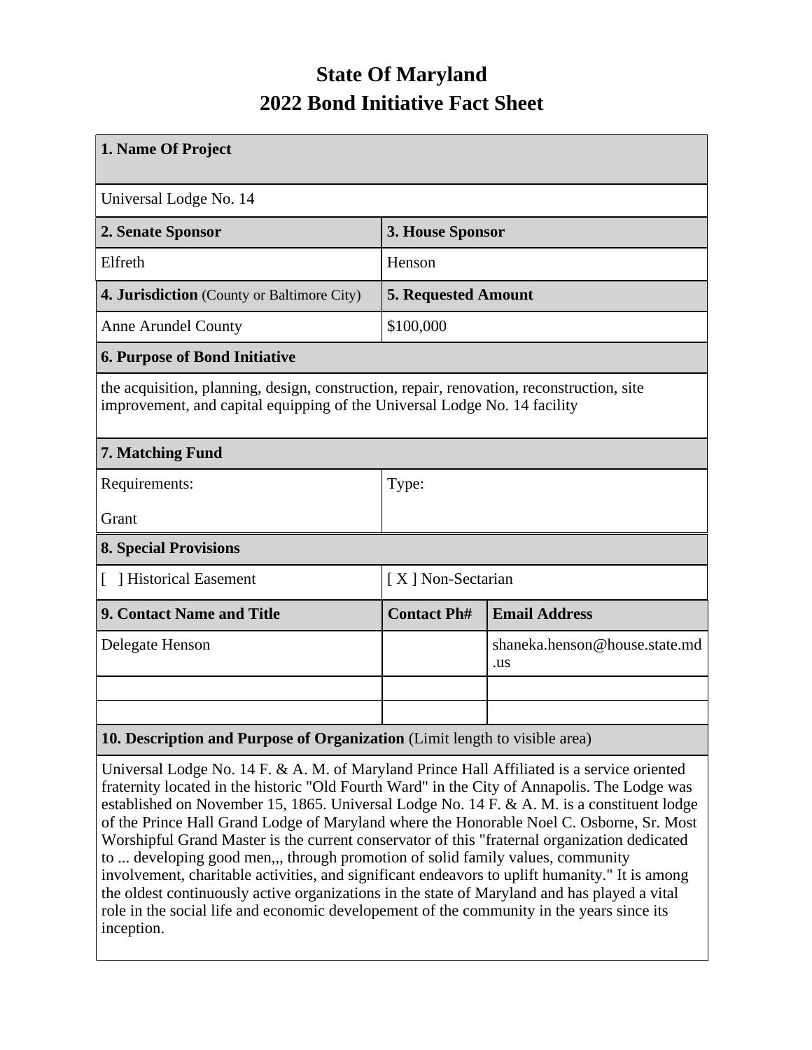# State Of Maryland
# 2022 Bond Initiative Fact Sheet

| **1. Name Of Project** | | |
|---|---|---|
| Universal Lodge No. 14 | | |
| **2. Senate Sponsor** | **3. House Sponsor** | |
| Elfreth | Henson | |
| **4. Jurisdiction** (County or Baltimore City) | **5. Requested Amount** | |
| Anne Arundel County | $100,000 | |
| **6. Purpose of Bond Initiative** | | |
| the acquisition, planning, design, construction, repair, renovation, reconstruction, site improvement, and capital equipping of the Universal Lodge No. 14 facility | | |
| **7. Matching Fund** | | |
| Requirements:<br><br>Grant | Type: | |
| **8. Special Provisions** | | |
| [ ] Historical Easement | [ X ] Non-Sectarian | |
| **9. Contact Name and Title** | **Contact Ph#** | **Email Address** |
| Delegate Henson | | shaneka.henson@house.state.md.us |
| | | |
| | | |
| **10. Description and Purpose of Organization** (Limit length to visible area) | | |
| Universal Lodge No. 14 F. & A. M. of Maryland Prince Hall Affiliated is a service oriented fraternity located in the historic "Old Fourth Ward" in the City of Annapolis. The Lodge was established on November 15, 1865. Universal Lodge No. 14 F. & A. M. is a constituent lodge of the Prince Hall Grand Lodge of Maryland where the Honorable Noel C. Osborne, Sr. Most Worshipful Grand Master is the current conservator of this "fraternal organization dedicated to ... developing good men,,, through promotion of solid family values, community involvement, charitable activities, and significant endeavors to uplift humanity." It is among the oldest continuously active organizations in the state of Maryland and has played a vital role in the social life and economic developement of the community in the years since its inception. | | |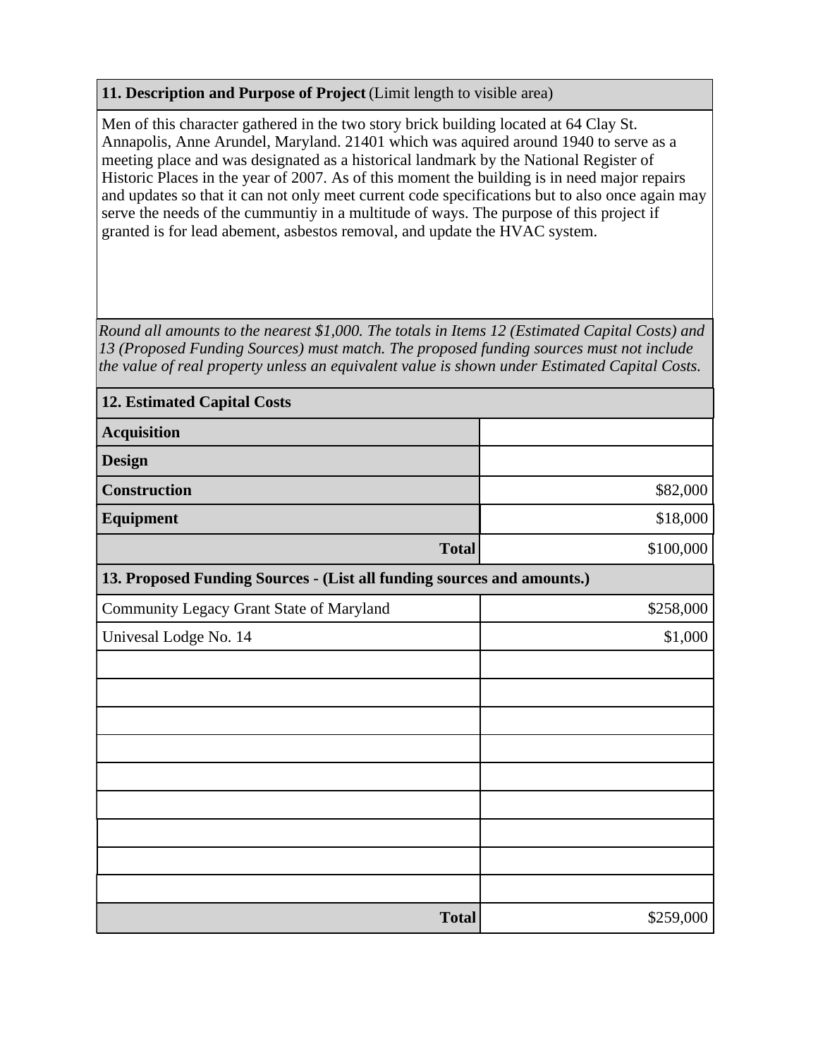**11. Description and Purpose of Project** (Limit length to visible area)

Men of this character gathered in the two story brick building located at 64 Clay St. Annapolis, Anne Arundel, Maryland. 21401 which was aquired around 1940 to serve as a meeting place and was designated as a historical landmark by the National Register of Historic Places in the year of 2007. As of this moment the building is in need major repairs and updates so that it can not only meet current code specifications but to also once again may serve the needs of the cummuntiy in a multitude of ways. The purpose of this project if granted is for lead abement, asbestos removal, and update the HVAC system.

*Round all amounts to the nearest $1,000. The totals in Items 12 (Estimated Capital Costs) and 13 (Proposed Funding Sources) must match. The proposed funding sources must not include the value of real property unless an equivalent value is shown under Estimated Capital Costs.*

| **12. Estimated Capital Costs** | |
|---|---|
| **Acquisition** | |
| **Design** | |
| **Construction** | $82,000 |
| **Equipment** | $18,000 |
| **Total** | $100,000 |

| **13. Proposed Funding Sources - (List all funding sources and amounts.)** | |
|---|---|
| Community Legacy Grant State of Maryland | $258,000 |
| Univesal Lodge No. 14 | $1,000 |
| | |
| | |
| | |
| | |
| | |
| | |
| | |
| | |
| | |
| **Total** | $259,000 |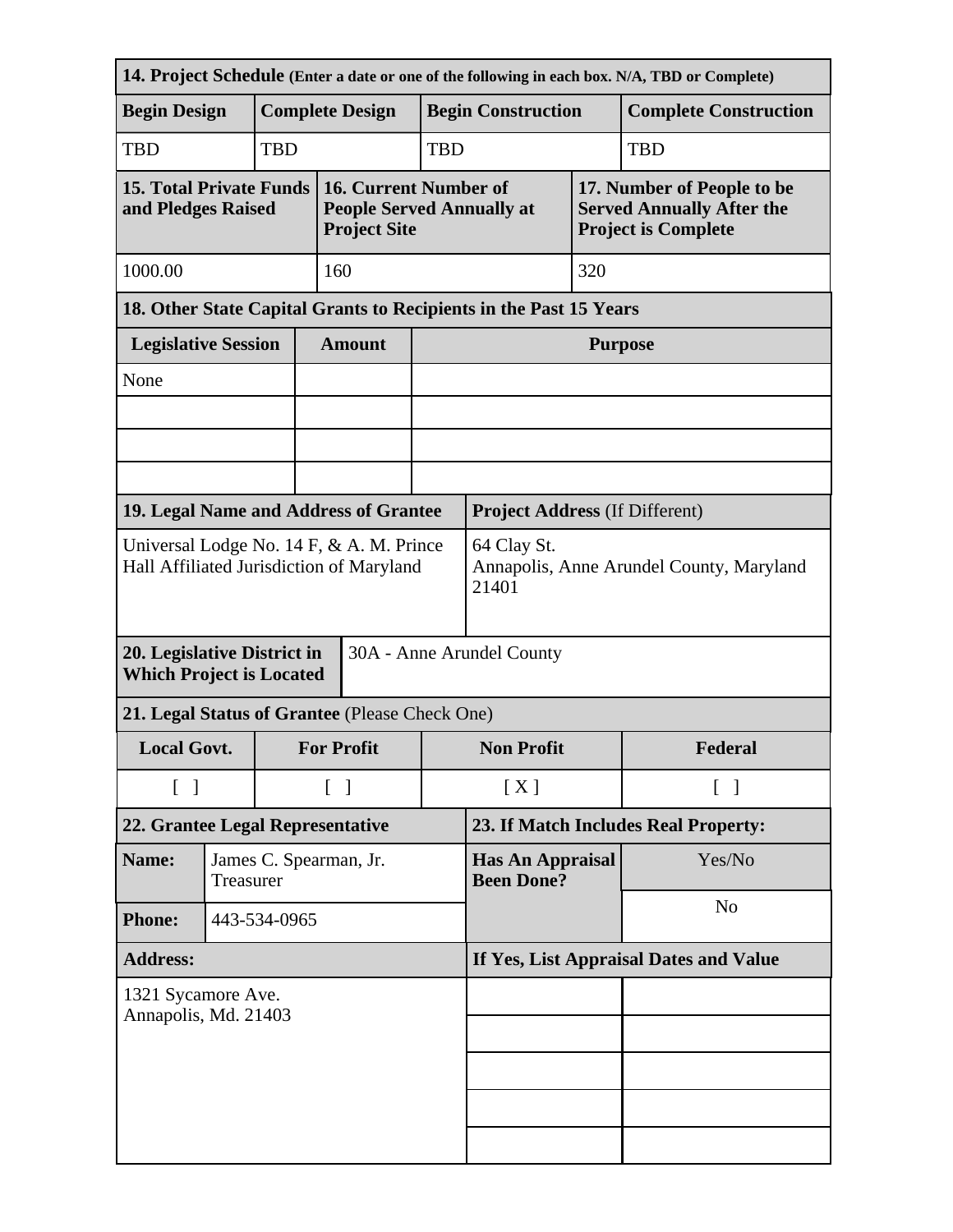| **14. Project Schedule** (Enter a date or one of the following in each box. N/A, TBD or Complete) | | | |
|---|---|---|---|
| **Begin Design** | **Complete Design** | **Begin Construction** | **Complete Construction** |
| TBD | TBD | TBD | TBD |

| **15. Total Private Funds and Pledges Raised** | **16. Current Number of People Served Annually at Project Site** | **17. Number of People to be Served Annually After the Project is Complete** |
|---|---|---|
| 1000.00 | 160 | 320 |

| **18. Other State Capital Grants to Recipients in the Past 15 Years** | | |
|---|---|---|
| **Legislative Session** | **Amount** | **Purpose** |
| None | | |
| | | |
| | | |
| | | |

| **19. Legal Name and Address of Grantee** | **Project Address** (If Different) |
|---|---|
| Universal Lodge No. 14 F, & A. M. Prince Hall Affiliated Jurisdiction of Maryland | 64 Clay St.<br>Annapolis, Anne Arundel County, Maryland 21401 |

| **20. Legislative District in Which Project is Located** | 30A - Anne Arundel County |
|---|---|

| **21. Legal Status of Grantee** (Please Check One) | | | |
|---|---|---|---|
| **Local Govt.** | **For Profit** | **Non Profit** | **Federal** |
| [ ] | [ ] | [ X ] | [ ] |

| **22. Grantee Legal Representative** | | **23. If Match Includes Real Property:** | |
|---|---|---|---|
| **Name:** | James C. Spearman, Jr.<br>Treasurer | **Has An Appraisal Been Done?** | Yes/No |
| **Phone:** | 443-534-0965 | | No |
| **Address:** | | **If Yes, List Appraisal Dates and Value** | |
| 1321 Sycamore Ave.<br>Annapolis, Md. 21403 | | | |
| | | | |
| | | | |
| | | | |
| | | | |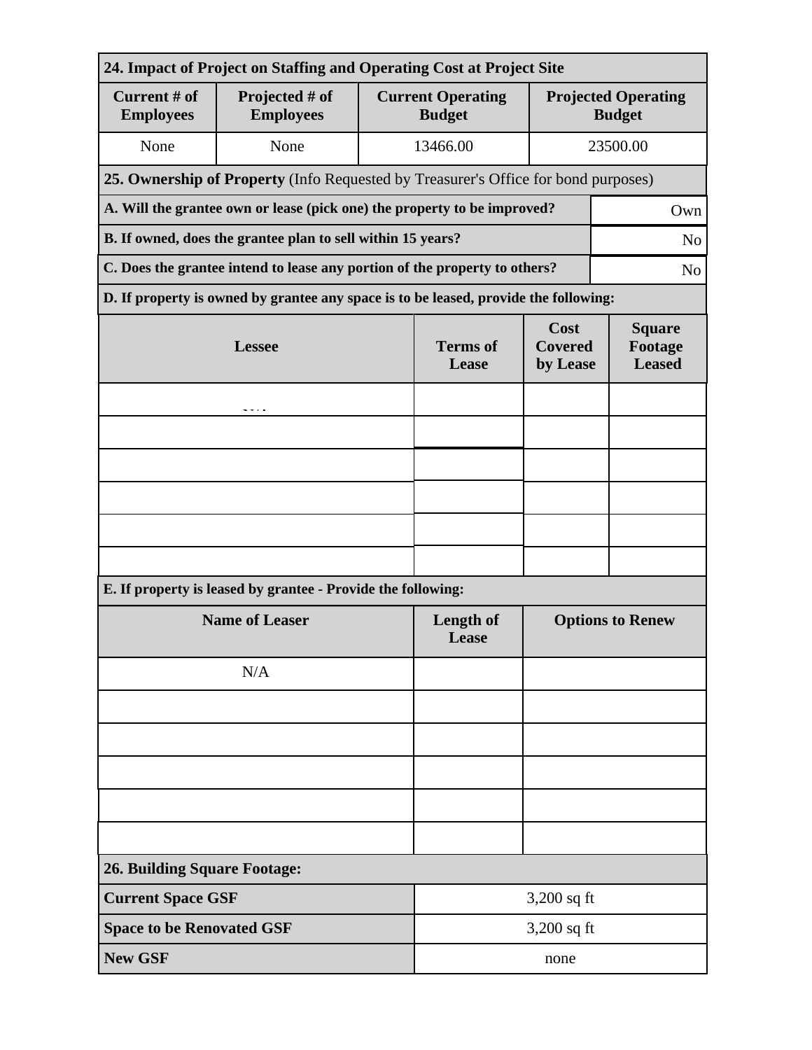| 24. Impact of Project on Staffing and Operating Cost at Project Site | | | |
|---|---|---|---|
| **Current # of Employees** | **Projected # of Employees** | **Current Operating Budget** | **Projected Operating Budget** |
| None | None | 13466.00 | 23500.00 |

**25. Ownership of Property** (Info Requested by Treasurer's Office for bond purposes)

| Question | Answer |
|---|---|
| **A. Will the grantee own or lease (pick one) the property to be improved?** | Own |
| **B. If owned, does the grantee plan to sell within 15 years?** | No |
| **C. Does the grantee intend to lease any portion of the property to others?** | No |

**D. If property is owned by grantee any space is to be leased, provide the following:**

| Lessee | Terms of Lease | Cost Covered by Lease | Square Footage Leased |
|---|---|---|---|
| N/A | | | |
| | | | |
| | | | |
| | | | |
| | | | |
| | | | |

**E. If property is leased by grantee - Provide the following:**

| Name of Leaser | Length of Lease | Options to Renew |
|---|---|---|
| N/A | | |
| | | |
| | | |
| | | |
| | | |
| | | |

| 26. Building Square Footage: | |
|---|---|
| **Current Space GSF** | 3,200 sq ft |
| **Space to be Renovated GSF** | 3,200 sq ft |
| **New GSF** | none |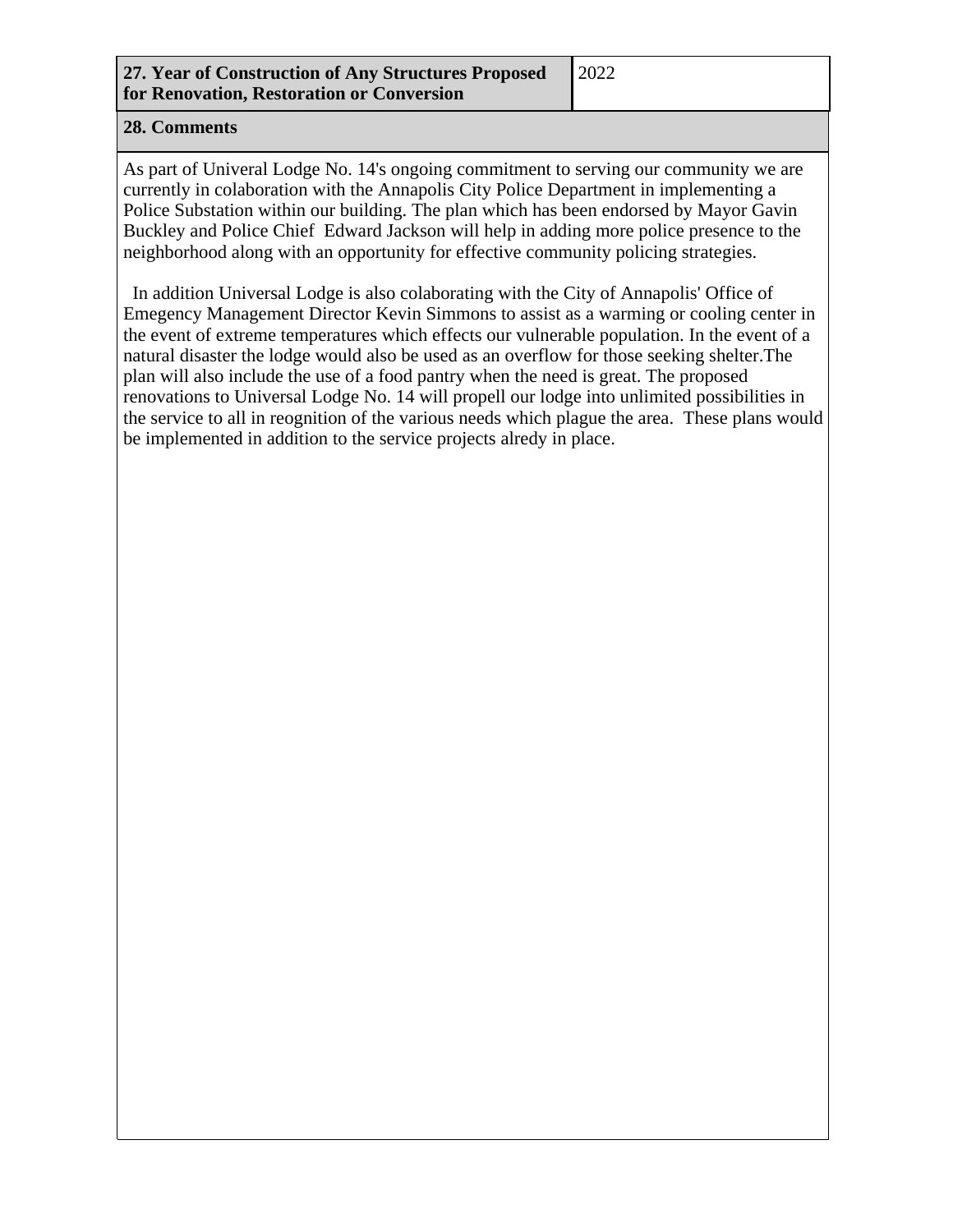| **27. Year of Construction of Any Structures Proposed for Renovation, Restoration or Conversion** | 2022 |
| --- | --- |

**28. Comments**

As part of Univeral Lodge No. 14's ongoing commitment to serving our community we are currently in colaboration with the Annapolis City Police Department in implementing a Police Substation within our building. The plan which has been endorsed by Mayor Gavin Buckley and Police Chief Edward Jackson will help in adding more police presence to the neighborhood along with an opportunity for effective community policing strategies.

In addition Universal Lodge is also colaborating with the City of Annapolis' Office of Emegency Management Director Kevin Simmons to assist as a warming or cooling center in the event of extreme temperatures which effects our vulnerable population. In the event of a natural disaster the lodge would also be used as an overflow for those seeking shelter.The plan will also include the use of a food pantry when the need is great. The proposed renovations to Universal Lodge No. 14 will propell our lodge into unlimited possibilities in the service to all in reognition of the various needs which plague the area. These plans would be implemented in addition to the service projects alredy in place.